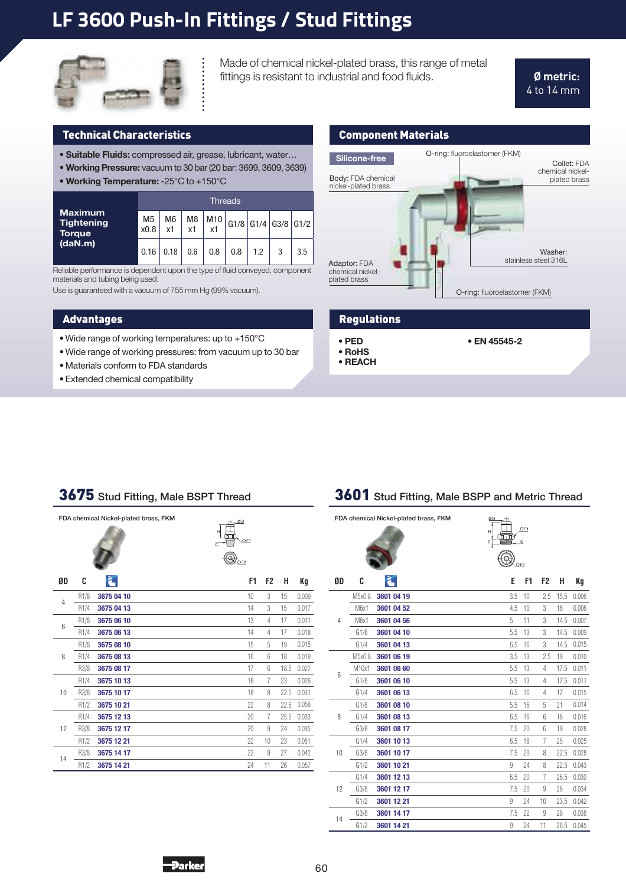# LF 3600 Push-In Fittings / Stud Fittings

Made of chemical nickel-plated brass, this range of metal fittings is resistant to industrial and food fluids.

**Ø metric:** 4 to 14 mm

## Technical Characteristics

- **Suitable Fluids:** compressed air, grease, lubricant, water…
- **Working Pressure:** vacuum to 30 bar (20 bar: 3699, 3609, 3639)
- **Working Temperature:** -25°C to +150°C

| Maximum Tightening Torque (daN.m) | Threads | | | | | | | |
|---|---|---|---|---|---|---|---|---|
| | M5 x0.8 | M6 x1 | M8 x1 | M10 x1 | G1/8 | G1/4 | G3/8 | G1/2 |
| | 0.16 | 0.18 | 0.6 | 0.8 | 0.8 | 1.2 | 3 | 3.5 |

Reliable performance is dependent upon the type of fluid conveyed, component materials and tubing being used.

Use is guaranteed with a vacuum of 755 mm Hg (99% vacuum).

## Component Materials

Silicone-free

- O-ring: fluoroelastomer (FKM)
- Collet: FDA chemical nickel-plated brass
- Body: FDA chemical nickel-plated brass
- Washer: stainless steel 316L
- Adaptor: FDA chemical nickel-plated brass
- O-ring: fluoroelastomer (FKM)

## Advantages

- Wide range of working temperatures: up to +150°C
- Wide range of working pressures: from vacuum up to 30 bar
- Materials conform to FDA standards
- Extended chemical compatibility

## Regulations

- **PED**
- **RoHS**
- **REACH**
- **EN 45545-2**

## 3675 Stud Fitting, Male BSPT Thread

FDA chemical Nickel-plated brass, FKM

| ØD | C | Ref. | F1 | F2 | H | Kg |
|---|---|---|---|---|---|---|
| 4 | R1/8 | 3675 04 10 | 10 | 3 | 15 | 0.009 |
| | R1/4 | 3675 04 13 | 14 | 3 | 15 | 0.017 |
| 6 | R1/8 | 3675 06 10 | 13 | 4 | 17 | 0.011 |
| | R1/4 | 3675 06 13 | 14 | 4 | 17 | 0.018 |
| 8 | R1/8 | 3675 08 10 | 15 | 5 | 19 | 0.015 |
| | R1/4 | 3675 08 13 | 16 | 6 | 18 | 0.019 |
| | R3/8 | 3675 08 17 | 17 | 6 | 18.5 | 0.027 |
| 10 | R1/4 | 3675 10 13 | 18 | 7 | 23 | 0.026 |
| | R3/8 | 3675 10 17 | 18 | 8 | 22.5 | 0.031 |
| | R1/2 | 3675 10 21 | 22 | 8 | 22.5 | 0.056 |
| 12 | R1/4 | 3675 12 13 | 20 | 7 | 25.5 | 0.033 |
| | R3/8 | 3675 12 17 | 20 | 9 | 24 | 0.035 |
| | R1/2 | 3675 12 21 | 22 | 10 | 23 | 0.051 |
| 14 | R3/8 | 3675 14 17 | 22 | 9 | 27 | 0.042 |
| | R1/2 | 3675 14 21 | 24 | 11 | 26 | 0.057 |

## 3601 Stud Fitting, Male BSPP and Metric Thread

FDA chemical Nickel-plated brass, FKM

| ØD | C | Ref. | E | F1 | F2 | H | Kg |
|---|---|---|---|---|---|---|---|
| 4 | M5x0.8 | 3601 04 19 | 3.5 | 10 | 2.5 | 15.5 | 0.006 |
| | M6x1 | 3601 04 52 | 4.5 | 10 | 3 | 16 | 0.006 |
| | M8x1 | 3601 04 56 | 5 | 11 | 3 | 14.5 | 0.007 |
| | G1/8 | 3601 04 10 | 5.5 | 13 | 3 | 14.5 | 0.009 |
| | G1/4 | 3601 04 13 | 6.5 | 16 | 3 | 14.5 | 0.015 |
| 6 | M5x0.8 | 3601 06 19 | 3.5 | 13 | 2.5 | 19 | 0.010 |
| | M10x1 | 3601 06 60 | 5.5 | 13 | 4 | 17.5 | 0.011 |
| | G1/8 | 3601 06 10 | 5.5 | 13 | 4 | 17.5 | 0.011 |
| | G1/4 | 3601 06 13 | 6.5 | 16 | 4 | 17 | 0.015 |
| 8 | G1/8 | 3601 08 10 | 5.5 | 16 | 5 | 21 | 0.014 |
| | G1/4 | 3601 08 13 | 6.5 | 16 | 6 | 18 | 0.016 |
| | G3/8 | 3601 08 17 | 7.5 | 20 | 6 | 19 | 0.028 |
| 10 | G1/4 | 3601 10 13 | 6.5 | 18 | 7 | 25 | 0.025 |
| | G3/8 | 3601 10 17 | 7.5 | 20 | 8 | 22.5 | 0.028 |
| | G1/2 | 3601 10 21 | 9 | 24 | 8 | 22.5 | 0.043 |
| 12 | G1/4 | 3601 12 13 | 6.5 | 20 | 7 | 26.5 | 0.030 |
| | G3/8 | 3601 12 17 | 7.5 | 20 | 9 | 26 | 0.034 |
| | G1/2 | 3601 12 21 | 9 | 24 | 10 | 23.5 | 0.042 |
| 14 | G3/8 | 3601 14 17 | 7.5 | 22 | 9 | 28 | 0.038 |
| | G1/2 | 3601 14 21 | 9 | 24 | 11 | 26.5 | 0.045 |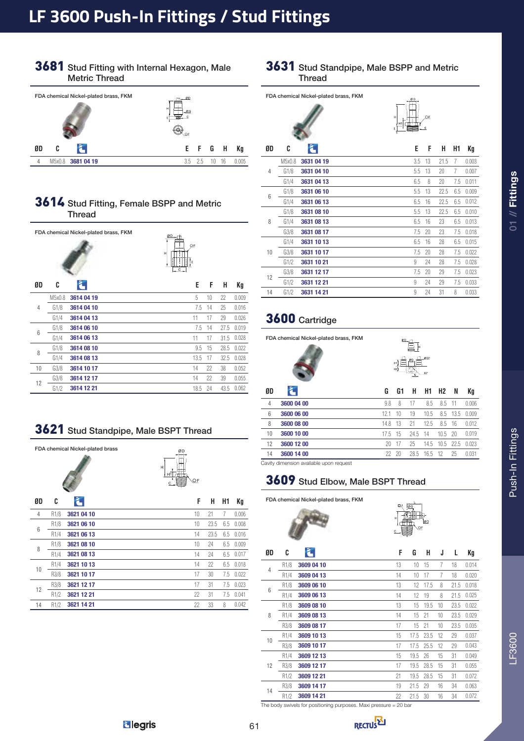# LF 3600 Push-In Fittings / Stud Fittings

## 3681 Stud Fitting with Internal Hexagon, Male Metric Thread

FDA chemical Nickel-plated brass, FKM

| ØD | C | | E | F | G | H | Kg |
|---|---|---|---|---|---|---|---|
| 4 | M5x0.8 | 3681 04 19 | 3.5 | 2.5 | 10 | 16 | 0.005 |

## 3614 Stud Fitting, Female BSPP and Metric Thread

FDA chemical Nickel-plated brass, FKM

| ØD | C | | E | F | H | Kg |
|---|---|---|---|---|---|---|
| 4 | M5x0.8 | 3614 04 19 | 5 | 10 | 22 | 0.009 |
| | G1/8 | 3614 04 10 | 7.5 | 14 | 25 | 0.016 |
| | G1/4 | 3614 04 13 | 11 | 17 | 29 | 0.026 |
| 6 | G1/8 | 3614 06 10 | 7.5 | 14 | 27.5 | 0.019 |
| | G1/4 | 3614 06 13 | 11 | 17 | 31.5 | 0.028 |
| 8 | G1/8 | 3614 08 10 | 9.5 | 15 | 28.5 | 0.022 |
| | G1/4 | 3614 08 13 | 13.5 | 17 | 32.5 | 0.028 |
| 10 | G3/8 | 3614 10 17 | 14 | 22 | 38 | 0.052 |
| 12 | G3/8 | 3614 12 17 | 14 | 22 | 39 | 0.055 |
| | G1/2 | 3614 12 21 | 18.5 | 24 | 43.5 | 0.062 |

## 3621 Stud Standpipe, Male BSPT Thread

FDA chemical Nickel-plated brass

| ØD | C | | F | H | H1 | Kg |
|---|---|---|---|---|---|---|
| 4 | R1/8 | 3621 04 10 | 10 | 21 | 7 | 0.006 |
| 6 | R1/8 | 3621 06 10 | 10 | 23.5 | 6.5 | 0.008 |
| | R1/4 | 3621 06 13 | 14 | 23.5 | 6.5 | 0.016 |
| 8 | R1/8 | 3621 08 10 | 10 | 24 | 6.5 | 0.009 |
| | R1/4 | 3621 08 13 | 14 | 24 | 6.5 | 0.017 |
| 10 | R1/4 | 3621 10 13 | 14 | 22 | 6.5 | 0.018 |
| | R3/8 | 3621 10 17 | 17 | 30 | 7.5 | 0.022 |
| 12 | R3/8 | 3621 12 17 | 17 | 31 | 7.5 | 0.023 |
| | R1/2 | 3621 12 21 | 22 | 31 | 7.5 | 0.041 |
| 14 | R1/2 | 3621 14 21 | 22 | 33 | 8 | 0.042 |

## 3631 Stud Standpipe, Male BSPP and Metric Thread

FDA chemical Nickel-plated brass, FKM

| ØD | C | | E | F | H | H1 | Kg |
|---|---|---|---|---|---|---|---|
| 4 | M5x0.8 | 3631 04 19 | 3.5 | 13 | 21.5 | 7 | 0.003 |
| | G1/8 | 3631 04 10 | 5.5 | 13 | 20 | 7 | 0.007 |
| | G1/4 | 3631 04 13 | 6.5 | 8 | 20 | 7.5 | 0.011 |
| 6 | G1/8 | 3631 06 10 | 5.5 | 13 | 22.5 | 6.5 | 0.009 |
| | G1/4 | 3631 06 13 | 6.5 | 16 | 22.5 | 6.5 | 0.012 |
| 8 | G1/8 | 3631 08 10 | 5.5 | 13 | 22.5 | 6.5 | 0.010 |
| | G1/4 | 3631 08 13 | 6.5 | 16 | 23 | 6.5 | 0.013 |
| | G3/8 | 3631 08 17 | 7.5 | 20 | 23 | 7.5 | 0.018 |
| 10 | G1/4 | 3631 10 13 | 6.5 | 16 | 28 | 6.5 | 0.015 |
| | G3/8 | 3631 10 17 | 7.5 | 20 | 28 | 7.5 | 0.022 |
| | G1/2 | 3631 10 21 | 9 | 24 | 28 | 7.5 | 0.028 |
| 12 | G3/8 | 3631 12 17 | 7.5 | 20 | 29 | 7.5 | 0.023 |
| | G1/2 | 3631 12 21 | 9 | 24 | 29 | 7.5 | 0.033 |
| 14 | G1/2 | 3631 14 21 | 9 | 24 | 31 | 8 | 0.033 |

## 3600 Cartridge

FDA chemical Nickel-plated brass, FKM

| ØD | | G | G1 | H | H1 | H2 | N | Kg |
|---|---|---|---|---|---|---|---|---|
| 4 | 3600 04 00 | 9.8 | 8 | 17 | 8.5 | 8.5 | 11 | 0.006 |
| 6 | 3600 06 00 | 12.1 | 10 | 19 | 10.5 | 8.5 | 13.5 | 0.009 |
| 8 | 3600 08 00 | 14.8 | 13 | 21 | 12.5 | 8.5 | 16 | 0.012 |
| 10 | 3600 10 00 | 17.5 | 15 | 24.5 | 14 | 10.5 | 20 | 0.019 |
| 12 | 3600 12 00 | 20 | 17 | 25 | 14.5 | 10.5 | 22.5 | 0.023 |
| 14 | 3600 14 00 | 22 | 20 | 28.5 | 16.5 | 12 | 25 | 0.031 |

Cavity dimension available upon request

## 3609 Stud Elbow, Male BSPT Thread

FDA chemical Nickel-plated brass, FKM

| ØD | C | | F | G | H | J | L | Kg |
|---|---|---|---|---|---|---|---|---|
| 4 | R1/8 | 3609 04 10 | 13 | 10 | 15 | 7 | 18 | 0.014 |
| | R1/4 | 3609 04 13 | 14 | 10 | 17 | 7 | 18 | 0.020 |
| 6 | R1/8 | 3609 06 10 | 13 | 12 | 17.5 | 8 | 21.5 | 0.018 |
| | R1/4 | 3609 06 13 | 14 | 12 | 19 | 8 | 21.5 | 0.025 |
| 8 | R1/8 | 3609 08 10 | 13 | 15 | 19.5 | 10 | 23.5 | 0.022 |
| | R1/4 | 3609 08 13 | 14 | 15 | 21 | 10 | 23.5 | 0.029 |
| | R3/8 | 3609 08 17 | 17 | 15 | 21 | 10 | 23.5 | 0.035 |
| 10 | R1/4 | 3609 10 13 | 15 | 17.5 | 23.5 | 12 | 29 | 0.037 |
| | R3/8 | 3609 10 17 | 17 | 17.5 | 25.5 | 12 | 29 | 0.043 |
| 12 | R1/4 | 3609 12 13 | 15 | 19.5 | 26 | 15 | 31 | 0.049 |
| | R3/8 | 3609 12 17 | 17 | 19.5 | 28.5 | 15 | 31 | 0.055 |
| | R1/2 | 3609 12 21 | 21 | 19.5 | 28.5 | 15 | 31 | 0.072 |
| 14 | R3/8 | 3609 14 17 | 19 | 21.5 | 29 | 16 | 34 | 0.063 |
| | R1/2 | 3609 14 21 | 22 | 21.5 | 30 | 16 | 34 | 0.072 |

The body swivels for positioning purposes. Maxi pressure = 20 bar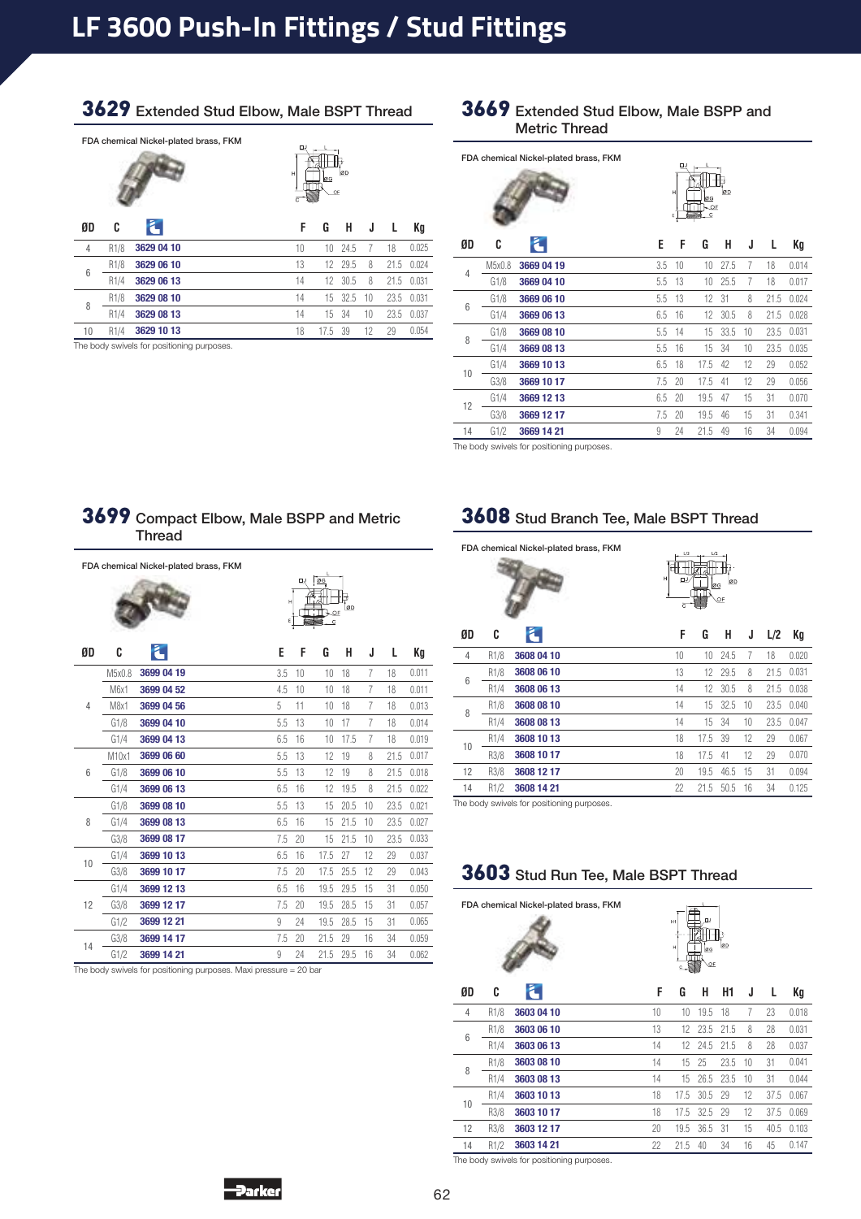# LF 3600 Push-In Fittings / Stud Fittings

## 3629 Extended Stud Elbow, Male BSPT Thread

FDA chemical Nickel-plated brass, FKM

| ØD | C | | F | G | H | J | L | Kg |
|---|---|---|---|---|---|---|---|---|
| 4 | R1/8 | 3629 04 10 | 10 | 10 | 24.5 | 7 | 18 | 0.025 |
| 6 | R1/8 | 3629 06 10 | 13 | 12 | 29.5 | 8 | 21.5 | 0.024 |
| | R1/4 | 3629 06 13 | 14 | 12 | 30.5 | 8 | 21.5 | 0.031 |
| 8 | R1/8 | 3629 08 10 | 14 | 15 | 32.5 | 10 | 23.5 | 0.031 |
| | R1/4 | 3629 08 13 | 14 | 15 | 34 | 10 | 23.5 | 0.037 |
| 10 | R1/4 | 3629 10 13 | 18 | 17.5 | 39 | 12 | 29 | 0.054 |

The body swivels for positioning purposes.

## 3669 Extended Stud Elbow, Male BSPP and Metric Thread

FDA chemical Nickel-plated brass, FKM

| ØD | C | | E | F | G | H | J | L | Kg |
|---|---|---|---|---|---|---|---|---|---|
| 4 | M5x0.8 | 3669 04 19 | 3.5 | 10 | 10 | 27.5 | 7 | 18 | 0.014 |
| | G1/8 | 3669 04 10 | 5.5 | 13 | 10 | 25.5 | 7 | 18 | 0.017 |
| 6 | G1/8 | 3669 06 10 | 5.5 | 13 | 12 | 31 | 8 | 21.5 | 0.024 |
| | G1/4 | 3669 06 13 | 6.5 | 16 | 12 | 30.5 | 8 | 21.5 | 0.028 |
| 8 | G1/8 | 3669 08 10 | 5.5 | 14 | 15 | 33.5 | 10 | 23.5 | 0.031 |
| | G1/4 | 3669 08 13 | 5.5 | 16 | 15 | 34 | 10 | 23.5 | 0.035 |
| 10 | G1/4 | 3669 10 13 | 6.5 | 18 | 17.5 | 42 | 12 | 29 | 0.052 |
| | G3/8 | 3669 10 17 | 7.5 | 20 | 17.5 | 41 | 12 | 29 | 0.056 |
| 12 | G1/4 | 3669 12 13 | 6.5 | 20 | 19.5 | 47 | 15 | 31 | 0.070 |
| | G3/8 | 3669 12 17 | 7.5 | 20 | 19.5 | 46 | 15 | 31 | 0.341 |
| 14 | G1/2 | 3669 14 21 | 9 | 24 | 21.5 | 49 | 16 | 34 | 0.094 |

The body swivels for positioning purposes.

## 3699 Compact Elbow, Male BSPP and Metric Thread

FDA chemical Nickel-plated brass, FKM

| ØD | C | | E | F | G | H | J | L | Kg |
|---|---|---|---|---|---|---|---|---|---|
| 4 | M5x0.8 | 3699 04 19 | 3.5 | 10 | 10 | 18 | 7 | 18 | 0.011 |
| | M6x1 | 3699 04 52 | 4.5 | 10 | 10 | 18 | 7 | 18 | 0.011 |
| | M8x1 | 3699 04 56 | 5 | 11 | 10 | 18 | 7 | 18 | 0.013 |
| | G1/8 | 3699 04 10 | 5.5 | 13 | 10 | 17 | 7 | 18 | 0.014 |
| | G1/4 | 3699 04 13 | 6.5 | 16 | 10 | 17.5 | 7 | 18 | 0.019 |
| 6 | M10x1 | 3699 06 60 | 5.5 | 13 | 12 | 19 | 8 | 21.5 | 0.017 |
| | G1/8 | 3699 06 10 | 5.5 | 13 | 12 | 19 | 8 | 21.5 | 0.018 |
| | G1/4 | 3699 06 13 | 6.5 | 16 | 12 | 19.5 | 8 | 21.5 | 0.022 |
| 8 | G1/8 | 3699 08 10 | 5.5 | 13 | 15 | 20.5 | 10 | 23.5 | 0.021 |
| | G1/4 | 3699 08 13 | 6.5 | 16 | 15 | 21.5 | 10 | 23.5 | 0.027 |
| | G3/8 | 3699 08 17 | 7.5 | 20 | 15 | 21.5 | 10 | 23.5 | 0.033 |
| 10 | G1/4 | 3699 10 13 | 6.5 | 16 | 17.5 | 27 | 12 | 29 | 0.037 |
| | G3/8 | 3699 10 17 | 7.5 | 20 | 17.5 | 25.5 | 12 | 29 | 0.043 |
| 12 | G1/4 | 3699 12 13 | 6.5 | 16 | 19.5 | 29.5 | 15 | 31 | 0.050 |
| | G3/8 | 3699 12 17 | 7.5 | 20 | 19.5 | 28.5 | 15 | 31 | 0.057 |
| | G1/2 | 3699 12 21 | 9 | 24 | 19.5 | 28.5 | 15 | 31 | 0.065 |
| 14 | G3/8 | 3699 14 17 | 7.5 | 20 | 21.5 | 29 | 16 | 34 | 0.059 |
| | G1/2 | 3699 14 21 | 9 | 24 | 21.5 | 29.5 | 16 | 34 | 0.062 |

The body swivels for positioning purposes. Maxi pressure = 20 bar

## 3608 Stud Branch Tee, Male BSPT Thread

FDA chemical Nickel-plated brass, FKM

| ØD | C | | F | G | H | J | L/2 | Kg |
|---|---|---|---|---|---|---|---|---|
| 4 | R1/8 | 3608 04 10 | 10 | 10 | 24.5 | 7 | 18 | 0.020 |
| 6 | R1/8 | 3608 06 10 | 13 | 12 | 29.5 | 8 | 21.5 | 0.031 |
| | R1/4 | 3608 06 13 | 14 | 12 | 30.5 | 8 | 21.5 | 0.038 |
| 8 | R1/8 | 3608 08 10 | 14 | 15 | 32.5 | 10 | 23.5 | 0.040 |
| | R1/4 | 3608 08 13 | 14 | 15 | 34 | 10 | 23.5 | 0.047 |
| 10 | R1/4 | 3608 10 13 | 18 | 17.5 | 39 | 12 | 29 | 0.067 |
| | R3/8 | 3608 10 17 | 18 | 17.5 | 41 | 12 | 29 | 0.070 |
| 12 | R3/8 | 3608 12 17 | 20 | 19.5 | 46.5 | 15 | 31 | 0.094 |
| 14 | R1/2 | 3608 14 21 | 22 | 21.5 | 50.5 | 16 | 34 | 0.125 |

The body swivels for positioning purposes.

## 3603 Stud Run Tee, Male BSPT Thread

FDA chemical Nickel-plated brass, FKM

| ØD | C | | F | G | H | H1 | J | L | Kg |
|---|---|---|---|---|---|---|---|---|---|
| 4 | R1/8 | 3603 04 10 | 10 | 10 | 19.5 | 18 | 7 | 23 | 0.018 |
| 6 | R1/8 | 3603 06 10 | 13 | 12 | 23.5 | 21.5 | 8 | 28 | 0.031 |
| | R1/4 | 3603 06 13 | 14 | 12 | 24.5 | 21.5 | 8 | 28 | 0.037 |
| 8 | R1/8 | 3603 08 10 | 14 | 15 | 25 | 23.5 | 10 | 31 | 0.041 |
| | R1/4 | 3603 08 13 | 14 | 15 | 26.5 | 23.5 | 10 | 31 | 0.044 |
| 10 | R1/4 | 3603 10 13 | 18 | 17.5 | 30.5 | 29 | 12 | 37.5 | 0.067 |
| | R3/8 | 3603 10 17 | 18 | 17.5 | 32.5 | 29 | 12 | 37.5 | 0.069 |
| 12 | R3/8 | 3603 12 17 | 20 | 19.5 | 36.5 | 31 | 15 | 40.5 | 0.103 |
| 14 | R1/2 | 3603 14 21 | 22 | 21.5 | 40 | 34 | 16 | 45 | 0.147 |

The body swivels for positioning purposes.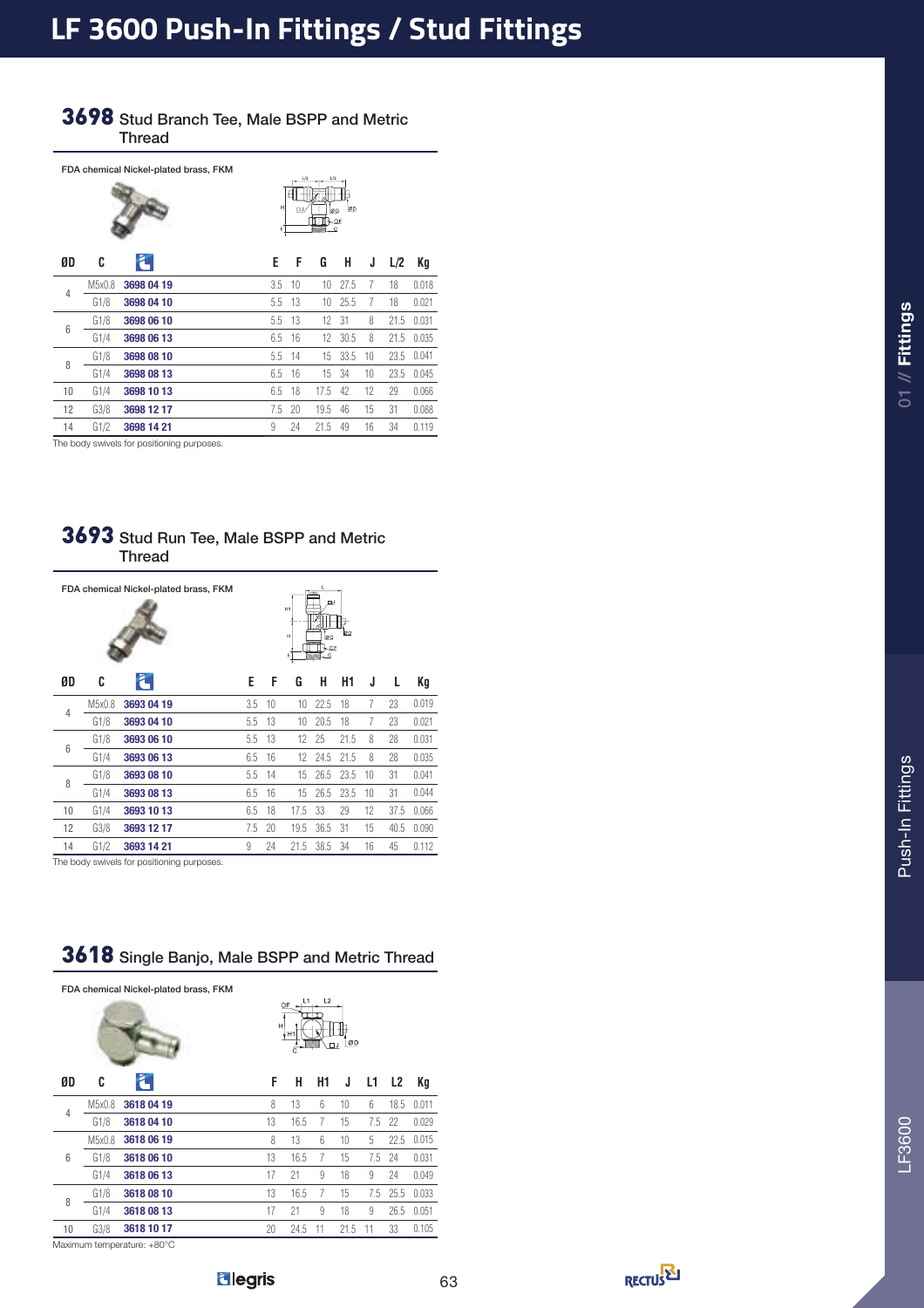# LF 3600 Push-In Fittings / Stud Fittings

## 3698 Stud Branch Tee, Male BSPP and Metric Thread

FDA chemical Nickel-plated brass, FKM

| ØD | C | | E | F | G | H | J | L/2 | Kg |
|---|---|---|---|---|---|---|---|---|---|
| 4 | M5x0.8 | 3698 04 19 | 3.5 | 10 | 10 | 27.5 | 7 | 18 | 0.018 |
| | G1/8 | 3698 04 10 | 5.5 | 13 | 10 | 25.5 | 7 | 18 | 0.021 |
| 6 | G1/8 | 3698 06 10 | 5.5 | 13 | 12 | 31 | 8 | 21.5 | 0.031 |
| | G1/4 | 3698 06 13 | 6.5 | 16 | 12 | 30.5 | 8 | 21.5 | 0.035 |
| 8 | G1/8 | 3698 08 10 | 5.5 | 14 | 15 | 33.5 | 10 | 23.5 | 0.041 |
| | G1/4 | 3698 08 13 | 6.5 | 16 | 15 | 34 | 10 | 23.5 | 0.045 |
| 10 | G1/4 | 3698 10 13 | 6.5 | 18 | 17.5 | 42 | 12 | 29 | 0.066 |
| 12 | G3/8 | 3698 12 17 | 7.5 | 20 | 19.5 | 46 | 15 | 31 | 0.088 |
| 14 | G1/2 | 3698 14 21 | 9 | 24 | 21.5 | 49 | 16 | 34 | 0.119 |

The body swivels for positioning purposes.

## 3693 Stud Run Tee, Male BSPP and Metric Thread

FDA chemical Nickel-plated brass, FKM

| ØD | C | | E | F | G | H | H1 | J | L | Kg |
|---|---|---|---|---|---|---|---|---|---|---|
| 4 | M5x0.8 | 3693 04 19 | 3.5 | 10 | 10 | 22.5 | 18 | 7 | 23 | 0.019 |
| | G1/8 | 3693 04 10 | 5.5 | 13 | 10 | 20.5 | 18 | 7 | 23 | 0.021 |
| 6 | G1/8 | 3693 06 10 | 5.5 | 13 | 12 | 25 | 21.5 | 8 | 28 | 0.031 |
| | G1/4 | 3693 06 13 | 6.5 | 16 | 12 | 24.5 | 21.5 | 8 | 28 | 0.035 |
| 8 | G1/8 | 3693 08 10 | 5.5 | 14 | 15 | 26.5 | 23.5 | 10 | 31 | 0.041 |
| | G1/4 | 3693 08 13 | 6.5 | 16 | 15 | 26.5 | 23.5 | 10 | 31 | 0.044 |
| 10 | G1/4 | 3693 10 13 | 6.5 | 18 | 17.5 | 33 | 29 | 12 | 37.5 | 0.066 |
| 12 | G3/8 | 3693 12 17 | 7.5 | 20 | 19.5 | 36.5 | 31 | 15 | 40.5 | 0.090 |
| 14 | G1/2 | 3693 14 21 | 9 | 24 | 21.5 | 38.5 | 34 | 16 | 45 | 0.112 |

The body swivels for positioning purposes.

## 3618 Single Banjo, Male BSPP and Metric Thread

FDA chemical Nickel-plated brass, FKM

| ØD | C | | F | H | H1 | J | L1 | L2 | Kg |
|---|---|---|---|---|---|---|---|---|---|
| 4 | M5x0.8 | 3618 04 19 | 8 | 13 | 6 | 10 | 6 | 18.5 | 0.011 |
| | G1/8 | 3618 04 10 | 13 | 16.5 | 7 | 15 | 7.5 | 22 | 0.029 |
| 6 | M5x0.8 | 3618 06 19 | 8 | 13 | 6 | 10 | 5 | 22.5 | 0.015 |
| | G1/8 | 3618 06 10 | 13 | 16.5 | 7 | 15 | 7.5 | 24 | 0.031 |
| | G1/4 | 3618 06 13 | 17 | 21 | 9 | 18 | 9 | 24 | 0.049 |
| 8 | G1/8 | 3618 08 10 | 13 | 16.5 | 7 | 15 | 7.5 | 25.5 | 0.033 |
| | G1/4 | 3618 08 13 | 17 | 21 | 9 | 18 | 9 | 26.5 | 0.051 |
| 10 | G3/8 | 3618 10 17 | 20 | 24.5 | 11 | 21.5 | 11 | 33 | 0.105 |

Maximum temperature: +80°C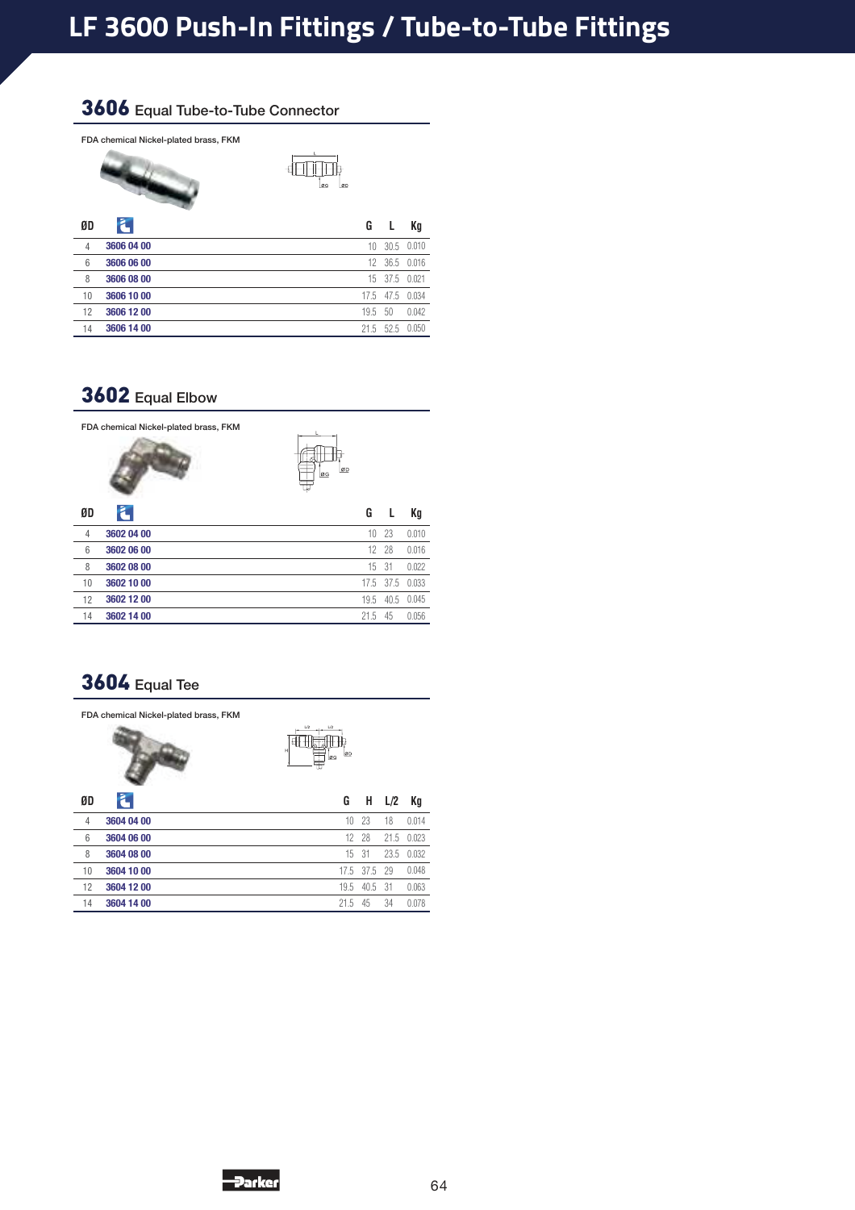# LF 3600 Push-In Fittings / Tube-to-Tube Fittings

## 3606 Equal Tube-to-Tube Connector

FDA chemical Nickel-plated brass, FKM

| ØD | | G | L | Kg |
|---|---|---|---|---|
| 4 | 3606 04 00 | 10 | 30.5 | 0.010 |
| 6 | 3606 06 00 | 12 | 36.5 | 0.016 |
| 8 | 3606 08 00 | 15 | 37.5 | 0.021 |
| 10 | 3606 10 00 | 17.5 | 47.5 | 0.034 |
| 12 | 3606 12 00 | 19.5 | 50 | 0.042 |
| 14 | 3606 14 00 | 21.5 | 52.5 | 0.050 |

## 3602 Equal Elbow

FDA chemical Nickel-plated brass, FKM

| ØD | | G | L | Kg |
|---|---|---|---|---|
| 4 | 3602 04 00 | 10 | 23 | 0.010 |
| 6 | 3602 06 00 | 12 | 28 | 0.016 |
| 8 | 3602 08 00 | 15 | 31 | 0.022 |
| 10 | 3602 10 00 | 17.5 | 37.5 | 0.033 |
| 12 | 3602 12 00 | 19.5 | 40.5 | 0.045 |
| 14 | 3602 14 00 | 21.5 | 45 | 0.056 |

## 3604 Equal Tee

FDA chemical Nickel-plated brass, FKM

| ØD | | G | H | L/2 | Kg |
|---|---|---|---|---|---|
| 4 | 3604 04 00 | 10 | 23 | 18 | 0.014 |
| 6 | 3604 06 00 | 12 | 28 | 21.5 | 0.023 |
| 8 | 3604 08 00 | 15 | 31 | 23.5 | 0.032 |
| 10 | 3604 10 00 | 17.5 | 37.5 | 29 | 0.048 |
| 12 | 3604 12 00 | 19.5 | 40.5 | 31 | 0.063 |
| 14 | 3604 14 00 | 21.5 | 45 | 34 | 0.078 |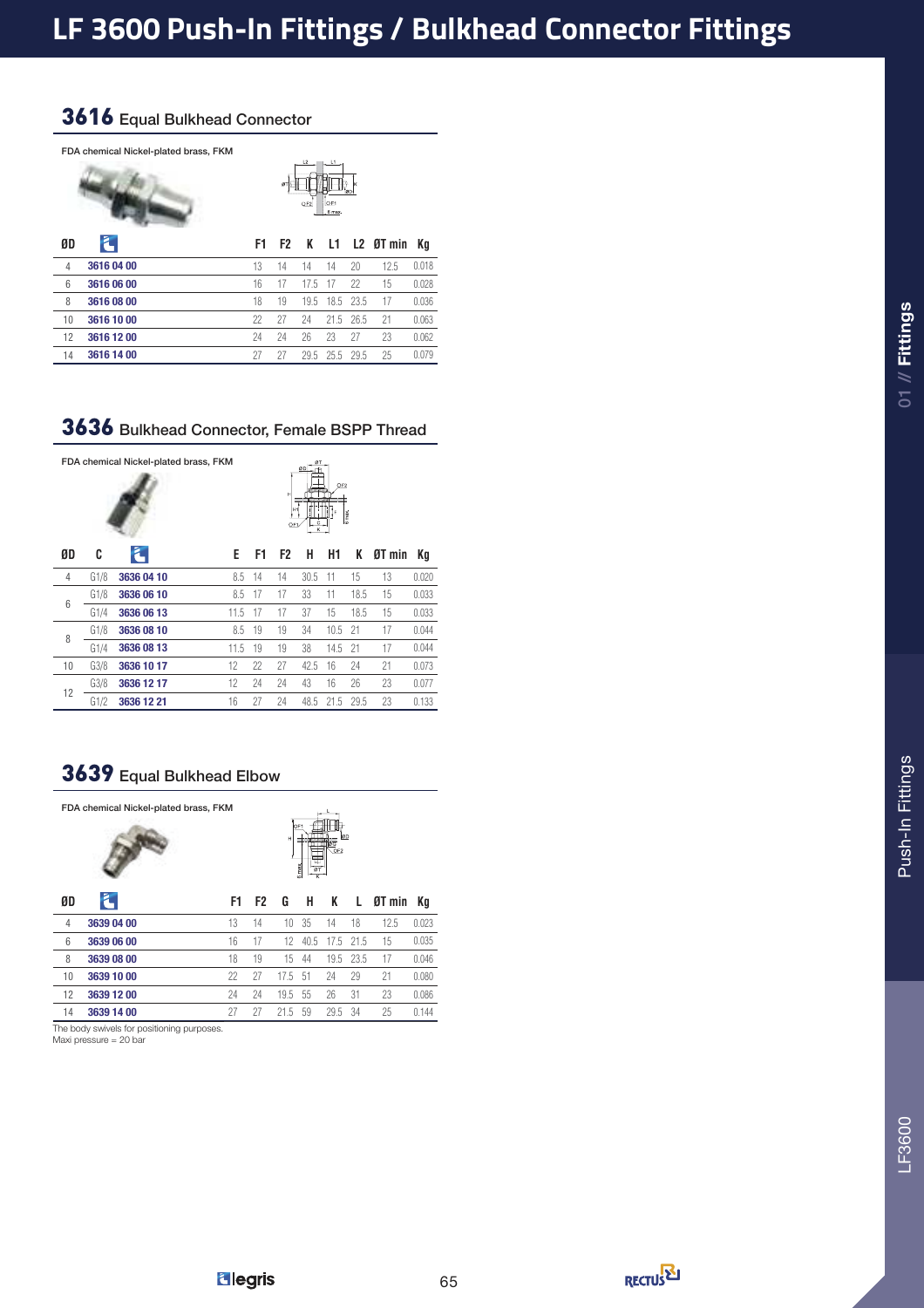# LF 3600 Push-In Fittings / Bulkhead Connector Fittings

## 3616 Equal Bulkhead Connector

FDA chemical Nickel-plated brass, FKM

| ØD | | F1 | F2 | K | L1 | L2 | ØT min | Kg |
|---|---|---|---|---|---|---|---|---|
| 4 | **3616 04 00** | 13 | 14 | 14 | 14 | 20 | 12.5 | 0.018 |
| 6 | **3616 06 00** | 16 | 17 | 17.5 | 17 | 22 | 15 | 0.028 |
| 8 | **3616 08 00** | 18 | 19 | 19.5 | 18.5 | 23.5 | 17 | 0.036 |
| 10 | **3616 10 00** | 22 | 27 | 24 | 21.5 | 26.5 | 21 | 0.063 |
| 12 | **3616 12 00** | 24 | 24 | 26 | 23 | 27 | 23 | 0.062 |
| 14 | **3616 14 00** | 27 | 27 | 29.5 | 25.5 | 29.5 | 25 | 0.079 |

## 3636 Bulkhead Connector, Female BSPP Thread

FDA chemical Nickel-plated brass, FKM

| ØD | C | | E | F1 | F2 | H | H1 | K | ØT min | Kg |
|---|---|---|---|---|---|---|---|---|---|---|
| 4 | G1/8 | **3636 04 10** | 8.5 | 14 | 14 | 30.5 | 11 | 15 | 13 | 0.020 |
| 6 | G1/8 | **3636 06 10** | 8.5 | 17 | 17 | 33 | 11 | 18.5 | 15 | 0.033 |
| | G1/4 | **3636 06 13** | 11.5 | 17 | 17 | 37 | 15 | 18.5 | 15 | 0.033 |
| 8 | G1/8 | **3636 08 10** | 8.5 | 19 | 19 | 34 | 10.5 | 21 | 17 | 0.044 |
| | G1/4 | **3636 08 13** | 11.5 | 19 | 19 | 38 | 14.5 | 21 | 17 | 0.044 |
| 10 | G3/8 | **3636 10 17** | 12 | 22 | 27 | 42.5 | 16 | 24 | 21 | 0.073 |
| 12 | G3/8 | **3636 12 17** | 12 | 24 | 24 | 43 | 16 | 26 | 23 | 0.077 |
| | G1/2 | **3636 12 21** | 16 | 27 | 24 | 48.5 | 21.5 | 29.5 | 23 | 0.133 |

## 3639 Equal Bulkhead Elbow

FDA chemical Nickel-plated brass, FKM

| ØD | | F1 | F2 | G | H | K | L | ØT min | Kg |
|---|---|---|---|---|---|---|---|---|---|
| 4 | **3639 04 00** | 13 | 14 | 10 | 35 | 14 | 18 | 12.5 | 0.023 |
| 6 | **3639 06 00** | 16 | 17 | 12 | 40.5 | 17.5 | 21.5 | 15 | 0.035 |
| 8 | **3639 08 00** | 18 | 19 | 15 | 44 | 19.5 | 23.5 | 17 | 0.046 |
| 10 | **3639 10 00** | 22 | 27 | 17.5 | 51 | 24 | 29 | 21 | 0.080 |
| 12 | **3639 12 00** | 24 | 24 | 19.5 | 55 | 26 | 31 | 23 | 0.086 |
| 14 | **3639 14 00** | 27 | 27 | 21.5 | 59 | 29.5 | 34 | 25 | 0.144 |

The body swivels for positioning purposes.
Maxi pressure = 20 bar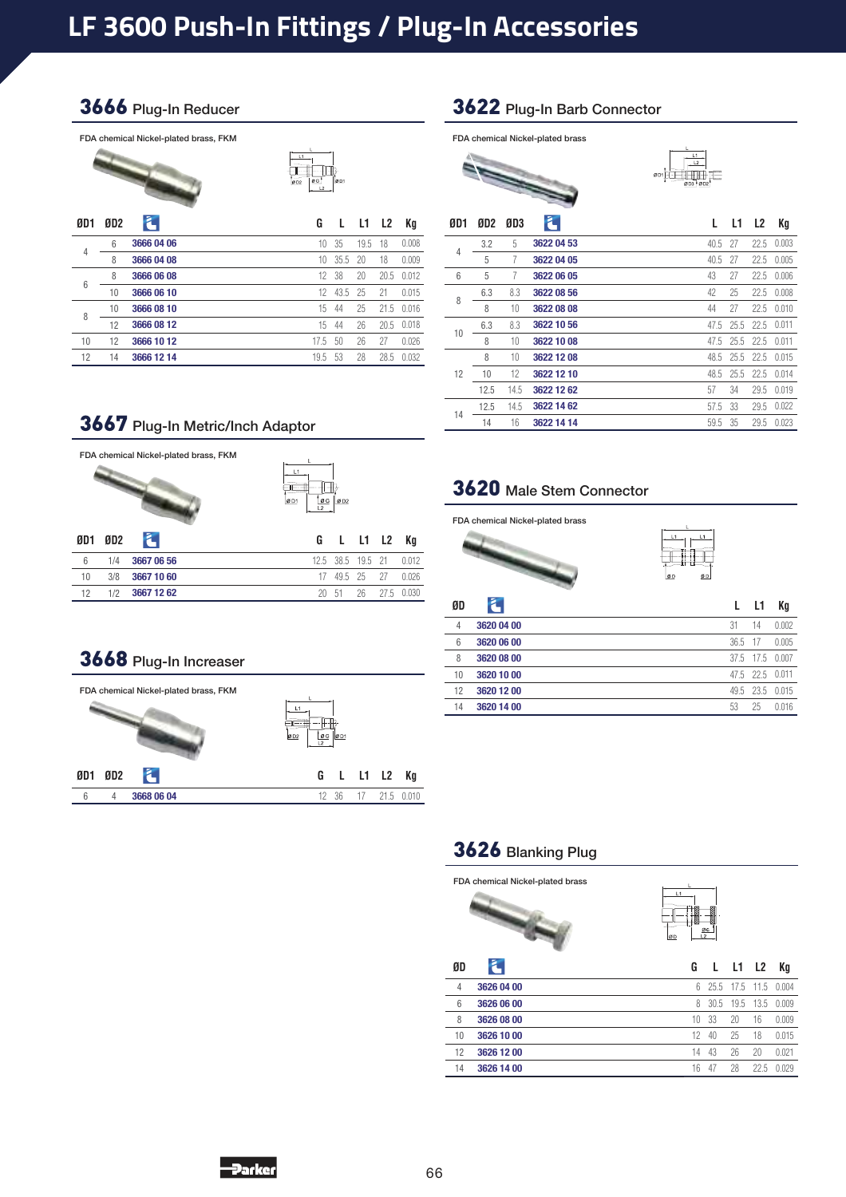# LF 3600 Push-In Fittings / Plug-In Accessories

## 3666 Plug-In Reducer

FDA chemical Nickel-plated brass, FKM

| ØD1 | ØD2 | | G | L | L1 | L2 | Kg |
|---|---|---|---|---|---|---|---|
| 4 | 6 | 3666 04 06 | 10 | 35 | 19.5 | 18 | 0.008 |
| | 8 | 3666 04 08 | 10 | 35.5 | 20 | 18 | 0.009 |
| 6 | 8 | 3666 06 08 | 12 | 38 | 20 | 20.5 | 0.012 |
| | 10 | 3666 06 10 | 12 | 43.5 | 25 | 21 | 0.015 |
| 8 | 10 | 3666 08 10 | 15 | 44 | 25 | 21.5 | 0.016 |
| | 12 | 3666 08 12 | 15 | 44 | 26 | 20.5 | 0.018 |
| 10 | 12 | 3666 10 12 | 17.5 | 50 | 26 | 27 | 0.026 |
| 12 | 14 | 3666 12 14 | 19.5 | 53 | 28 | 28.5 | 0.032 |

## 3667 Plug-In Metric/Inch Adaptor

FDA chemical Nickel-plated brass, FKM

| ØD1 | ØD2 | | G | L | L1 | L2 | Kg |
|---|---|---|---|---|---|---|---|
| 6 | 1/4 | 3667 06 56 | 12.5 | 38.5 | 19.5 | 21 | 0.012 |
| 10 | 3/8 | 3667 10 60 | 17 | 49.5 | 25 | 27 | 0.026 |
| 12 | 1/2 | 3667 12 62 | 20 | 51 | 26 | 27.5 | 0.030 |

## 3668 Plug-In Increaser

FDA chemical Nickel-plated brass, FKM

| ØD1 | ØD2 | | G | L | L1 | L2 | Kg |
|---|---|---|---|---|---|---|---|
| 6 | 4 | 3668 06 04 | 12 | 36 | 17 | 21.5 | 0.010 |

## 3622 Plug-In Barb Connector

FDA chemical Nickel-plated brass

| ØD1 | ØD2 | ØD3 | | L | L1 | L2 | Kg |
|---|---|---|---|---|---|---|---|
| 4 | 3.2 | 5 | 3622 04 53 | 40.5 | 27 | 22.5 | 0.003 |
| | 5 | 7 | 3622 04 05 | 40.5 | 27 | 22.5 | 0.005 |
| 6 | 5 | 7 | 3622 06 05 | 43 | 27 | 22.5 | 0.006 |
| 8 | 6.3 | 8.3 | 3622 08 56 | 42 | 25 | 22.5 | 0.008 |
| | 8 | 10 | 3622 08 08 | 44 | 27 | 22.5 | 0.010 |
| 10 | 6.3 | 8.3 | 3622 10 56 | 47.5 | 25.5 | 22.5 | 0.011 |
| | 8 | 10 | 3622 10 08 | 47.5 | 25.5 | 22.5 | 0.011 |
| 12 | 8 | 10 | 3622 12 08 | 48.5 | 25.5 | 22.5 | 0.015 |
| | 10 | 12 | 3622 12 10 | 48.5 | 25.5 | 22.5 | 0.014 |
| | 12.5 | 14.5 | 3622 12 62 | 57 | 34 | 29.5 | 0.019 |
| 14 | 12.5 | 14.5 | 3622 14 62 | 57.5 | 33 | 29.5 | 0.022 |
| | 14 | 16 | 3622 14 14 | 59.5 | 35 | 29.5 | 0.023 |

## 3620 Male Stem Connector

FDA chemical Nickel-plated brass

| ØD | | L | L1 | Kg |
|---|---|---|---|---|
| 4 | 3620 04 00 | 31 | 14 | 0.002 |
| 6 | 3620 06 00 | 36.5 | 17 | 0.005 |
| 8 | 3620 08 00 | 37.5 | 17.5 | 0.007 |
| 10 | 3620 10 00 | 47.5 | 22.5 | 0.011 |
| 12 | 3620 12 00 | 49.5 | 23.5 | 0.015 |
| 14 | 3620 14 00 | 53 | 25 | 0.016 |

## 3626 Blanking Plug

FDA chemical Nickel-plated brass

| ØD | | G | L | L1 | L2 | Kg |
|---|---|---|---|---|---|---|
| 4 | 3626 04 00 | 6 | 25.5 | 17.5 | 11.5 | 0.004 |
| 6 | 3626 06 00 | 8 | 30.5 | 19.5 | 13.5 | 0.009 |
| 8 | 3626 08 00 | 10 | 33 | 20 | 16 | 0.009 |
| 10 | 3626 10 00 | 12 | 40 | 25 | 18 | 0.015 |
| 12 | 3626 12 00 | 14 | 43 | 26 | 20 | 0.021 |
| 14 | 3626 14 00 | 16 | 47 | 28 | 22.5 | 0.029 |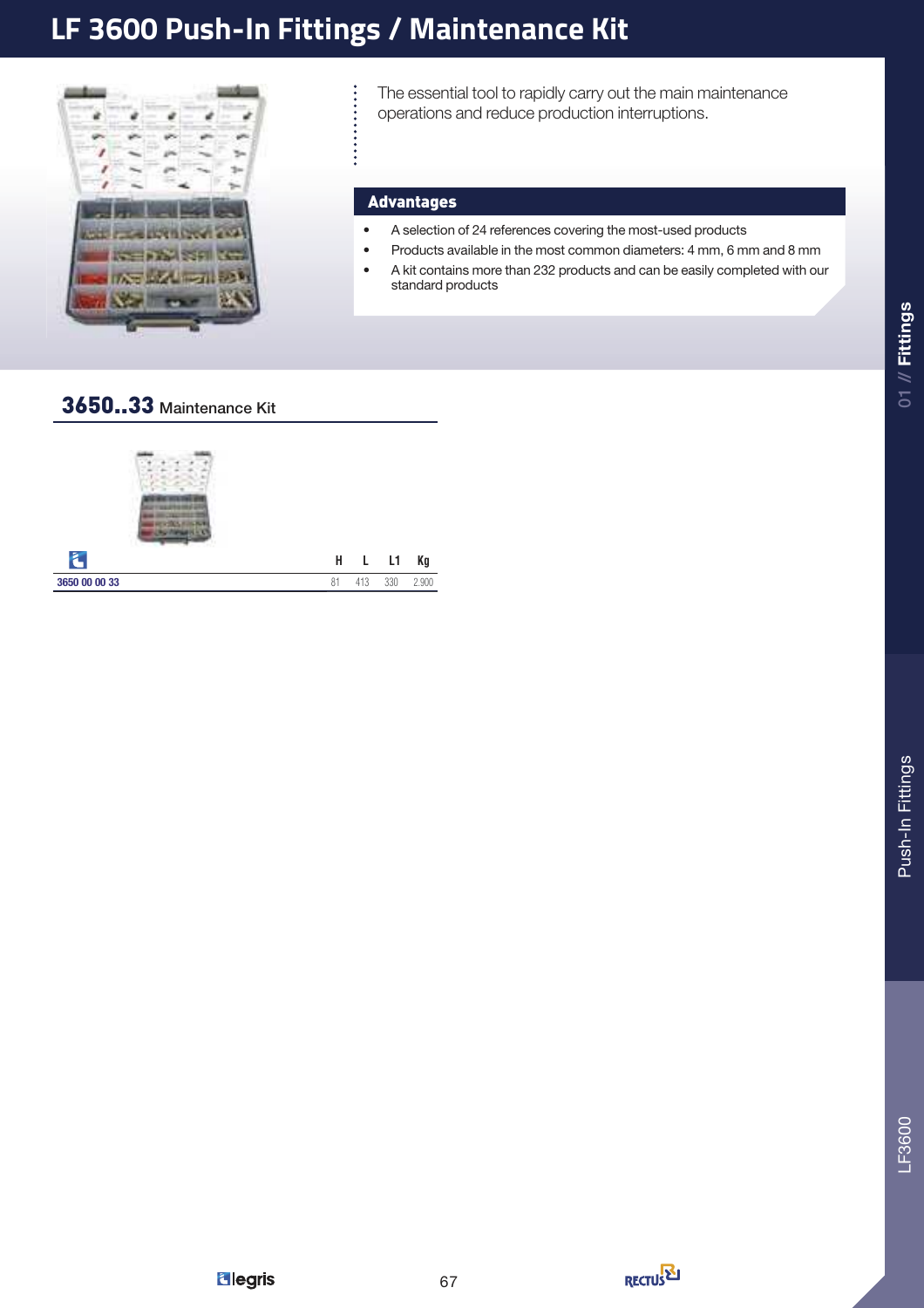# LF 3600 Push-In Fittings / Maintenance Kit

The essential tool to rapidly carry out the main maintenance operations and reduce production interruptions.

## Advantages

- A selection of 24 references covering the most-used products
- Products available in the most common diameters: 4 mm, 6 mm and 8 mm
- A kit contains more than 232 products and can be easily completed with our standard products

## 3650..33 Maintenance Kit

| | H | L | L1 | Kg |
|---|---|---|---|---|
| 3650 00 00 33 | 81 | 413 | 330 | 2.900 |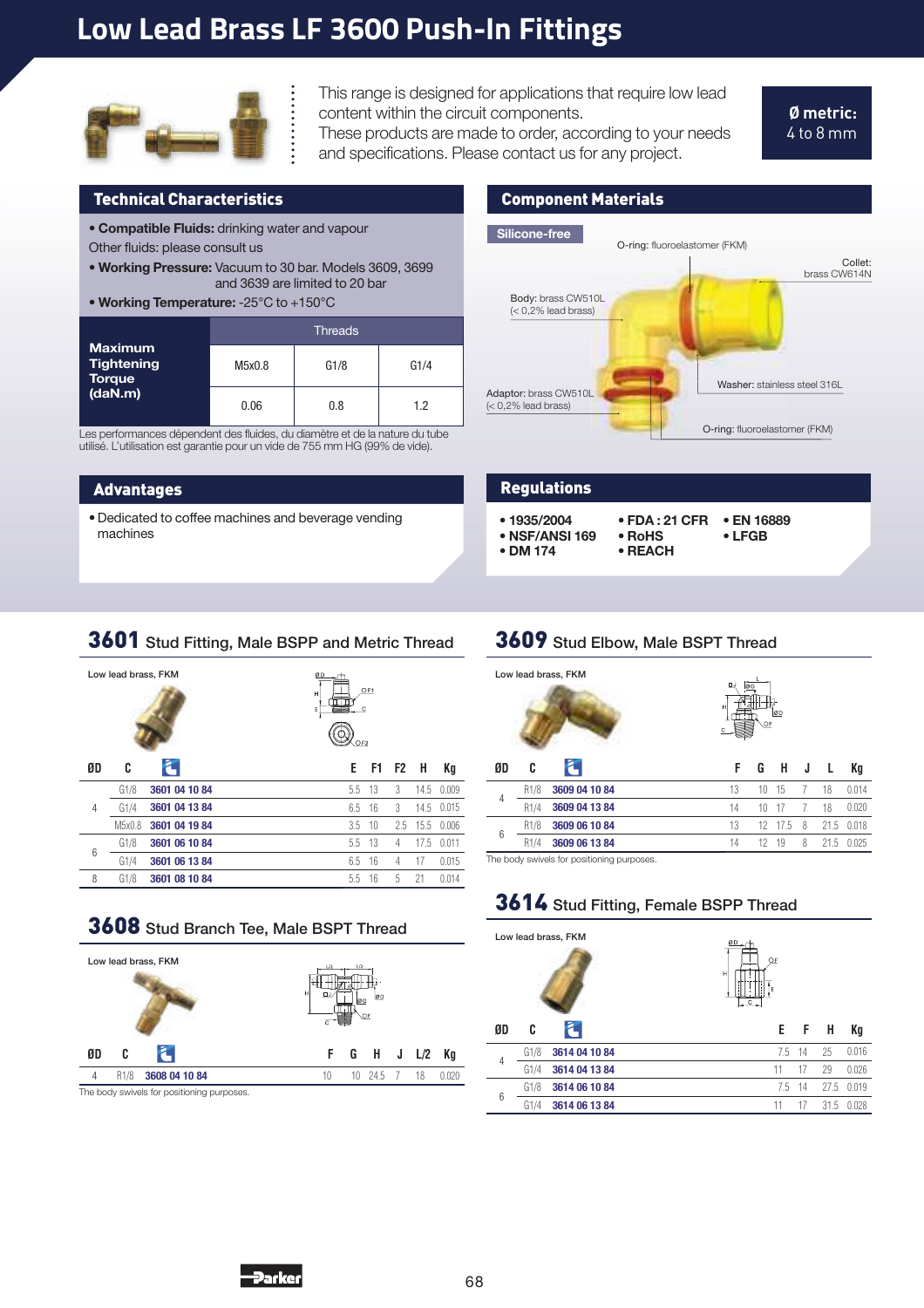# Low Lead Brass LF 3600 Push-In Fittings

This range is designed for applications that require low lead content within the circuit components.
These products are made to order, according to your needs and specifications. Please contact us for any project.

**Ø metric:** 4 to 8 mm

## Technical Characteristics

- **Compatible Fluids:** drinking water and vapour
  Other fluids: please consult us
- **Working Pressure:** Vacuum to 30 bar. Models 3609, 3699 and 3639 are limited to 20 bar
- **Working Temperature:** -25°C to +150°C

| Maximum Tightening Torque (daN.m) | Threads | | |
|---|---|---|---|
| | M5x0.8 | G1/8 | G1/4 |
| | 0.06 | 0.8 | 1.2 |

Les performances dépendent des fluides, du diamètre et de la nature du tube utilisé. L'utilisation est garantie pour un vide de 755 mm HG (99% de vide).

## Component Materials

Silicone-free

- O-ring: fluoroelastomer (FKM)
- Collet: brass CW614N
- Body: brass CW510L (< 0,2% lead brass)
- Washer: stainless steel 316L
- Adaptor: brass CW510L (< 0,2% lead brass)
- O-ring: fluoroelastomer (FKM)

## Advantages

- Dedicated to coffee machines and beverage vending machines

## Regulations

- 1935/2004
- NSF/ANSI 169
- DM 174
- FDA : 21 CFR
- RoHS
- REACH
- EN 16889
- LFGB

## 3601 Stud Fitting, Male BSPP and Metric Thread

Low lead brass, FKM

| ØD | C | Ref. | E | F1 | F2 | H | Kg |
|---|---|---|---|---|---|---|---|
| 4 | G1/8 | 3601 04 10 84 | 5.5 | 13 | 3 | 14.5 | 0.009 |
| | G1/4 | 3601 04 13 84 | 6.5 | 16 | 3 | 14.5 | 0.015 |
| | M5x0.8 | 3601 04 19 84 | 3.5 | 10 | 2.5 | 15.5 | 0.006 |
| 6 | G1/8 | 3601 06 10 84 | 5.5 | 13 | 4 | 17.5 | 0.011 |
| | G1/4 | 3601 06 13 84 | 6.5 | 16 | 4 | 17 | 0.015 |
| 8 | G1/8 | 3601 08 10 84 | 5.5 | 16 | 5 | 21 | 0.014 |

## 3609 Stud Elbow, Male BSPT Thread

Low lead brass, FKM

| ØD | C | Ref. | F | G | H | J | L | Kg |
|---|---|---|---|---|---|---|---|---|
| 4 | R1/8 | 3609 04 10 84 | 13 | 10 | 15 | 7 | 18 | 0.014 |
| | R1/4 | 3609 04 13 84 | 14 | 10 | 17 | 7 | 18 | 0.020 |
| 6 | R1/8 | 3609 06 10 84 | 13 | 12 | 17.5 | 8 | 21.5 | 0.018 |
| | R1/4 | 3609 06 13 84 | 14 | 12 | 19 | 8 | 21.5 | 0.025 |

The body swivels for positioning purposes.

## 3608 Stud Branch Tee, Male BSPT Thread

Low lead brass, FKM

| ØD | C | Ref. | F | G | H | J | L/2 | Kg |
|---|---|---|---|---|---|---|---|---|
| 4 | R1/8 | 3608 04 10 84 | 10 | 10 | 24.5 | 7 | 18 | 0.020 |

The body swivels for positioning purposes.

## 3614 Stud Fitting, Female BSPP Thread

Low lead brass, FKM

| ØD | C | Ref. | E | F | H | Kg |
|---|---|---|---|---|---|---|
| 4 | G1/8 | 3614 04 10 84 | 7.5 | 14 | 25 | 0.016 |
| | G1/4 | 3614 04 13 84 | 11 | 17 | 29 | 0.026 |
| 6 | G1/8 | 3614 06 10 84 | 7.5 | 14 | 27.5 | 0.019 |
| | G1/4 | 3614 06 13 84 | 11 | 17 | 31.5 | 0.028 |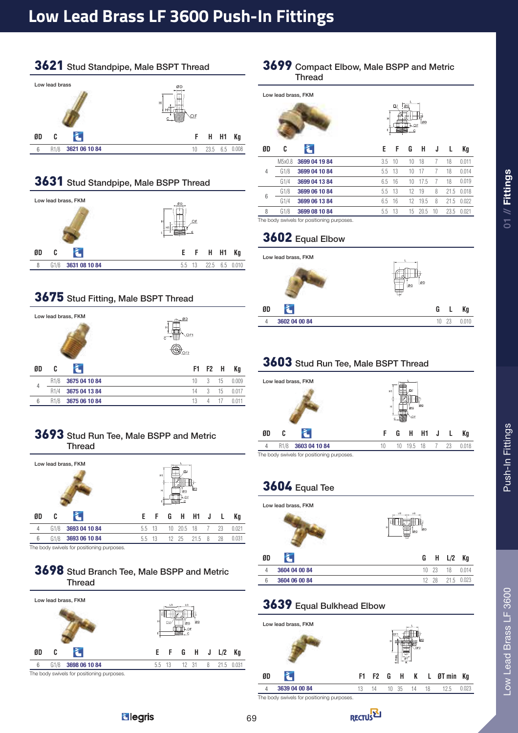# Low Lead Brass LF 3600 Push-In Fittings

## 3621 Stud Standpipe, Male BSPT Thread

Low lead brass

| ØD | C | | F | H | H1 | Kg |
|---|---|---|---|---|---|---|
| 6 | R1/8 | 3621 06 10 84 | 10 | 23.5 | 6.5 | 0.008 |

## 3631 Stud Standpipe, Male BSPP Thread

Low lead brass, FKM

| ØD | C | | E | F | H | H1 | Kg |
|---|---|---|---|---|---|---|---|
| 8 | G1/8 | 3631 08 10 84 | 5.5 | 13 | 22.5 | 6.5 | 0.010 |

## 3675 Stud Fitting, Male BSPT Thread

Low lead brass, FKM

| ØD | C | | F1 | F2 | H | Kg |
|---|---|---|---|---|---|---|
| 4 | R1/8 | 3675 04 10 84 | 10 | 3 | 15 | 0.009 |
| | R1/4 | 3675 04 13 84 | 14 | 3 | 15 | 0.017 |
| 6 | R1/8 | 3675 06 10 84 | 13 | 4 | 17 | 0.011 |

## 3693 Stud Run Tee, Male BSPP and Metric Thread

Low lead brass, FKM

| ØD | C | | E | F | G | H | H1 | J | L | Kg |
|---|---|---|---|---|---|---|---|---|---|---|
| 4 | G1/8 | 3693 04 10 84 | 5.5 | 13 | 10 | 20.5 | 18 | 7 | 23 | 0.021 |
| 6 | G1/8 | 3693 06 10 84 | 5.5 | 13 | 12 | 25 | 21.5 | 8 | 28 | 0.031 |

The body swivels for positioning purposes.

## 3698 Stud Branch Tee, Male BSPP and Metric Thread

Low lead brass, FKM

| ØD | C | | E | F | G | H | J | L/2 | Kg |
|---|---|---|---|---|---|---|---|---|---|
| 6 | G1/8 | 3698 06 10 84 | 5.5 | 13 | 12 | 31 | 8 | 21.5 | 0.031 |

The body swivels for positioning purposes.

## 3699 Compact Elbow, Male BSPP and Metric Thread

Low lead brass, FKM

| ØD | C | | E | F | G | H | J | L | Kg |
|---|---|---|---|---|---|---|---|---|---|
| 4 | M5x0.8 | 3699 04 19 84 | 3.5 | 10 | 10 | 18 | 7 | 18 | 0.011 |
| | G1/8 | 3699 04 10 84 | 5.5 | 13 | 10 | 17 | 7 | 18 | 0.014 |
| | G1/4 | 3699 04 13 84 | 6.5 | 16 | 10 | 17.5 | 7 | 18 | 0.019 |
| 6 | G1/8 | 3699 06 10 84 | 5.5 | 13 | 12 | 19 | 8 | 21.5 | 0.018 |
| | G1/4 | 3699 06 13 84 | 6.5 | 16 | 12 | 19.5 | 8 | 21.5 | 0.022 |
| 8 | G1/8 | 3699 08 10 84 | 5.5 | 13 | 15 | 20.5 | 10 | 23.5 | 0.021 |

The body swivels for positioning purposes.

## 3602 Equal Elbow

Low lead brass, FKM

| ØD | | G | L | Kg |
|---|---|---|---|---|
| 4 | 3602 04 00 84 | 10 | 23 | 0.010 |

## 3603 Stud Run Tee, Male BSPT Thread

Low lead brass, FKM

| ØD | C | | F | G | H | H1 | J | L | Kg |
|---|---|---|---|---|---|---|---|---|---|
| 4 | R1/8 | 3603 04 10 84 | 10 | 10 | 19.5 | 18 | 7 | 23 | 0.018 |

The body swivels for positioning purposes.

## 3604 Equal Tee

Low lead brass, FKM

| ØD | | G | H | L/2 | Kg |
|---|---|---|---|---|---|
| 4 | 3604 04 00 84 | 10 | 23 | 18 | 0.014 |
| 6 | 3604 06 00 84 | 12 | 28 | 21.5 | 0.023 |

## 3639 Equal Bulkhead Elbow

Low lead brass, FKM

| ØD | | F1 | F2 | G | H | K | L | ØT min | Kg |
|---|---|---|---|---|---|---|---|---|---|
| 4 | 3639 04 00 84 | 13 | 14 | 10 | 35 | 14 | 18 | 12.5 | 0.023 |

The body swivels for positioning purposes.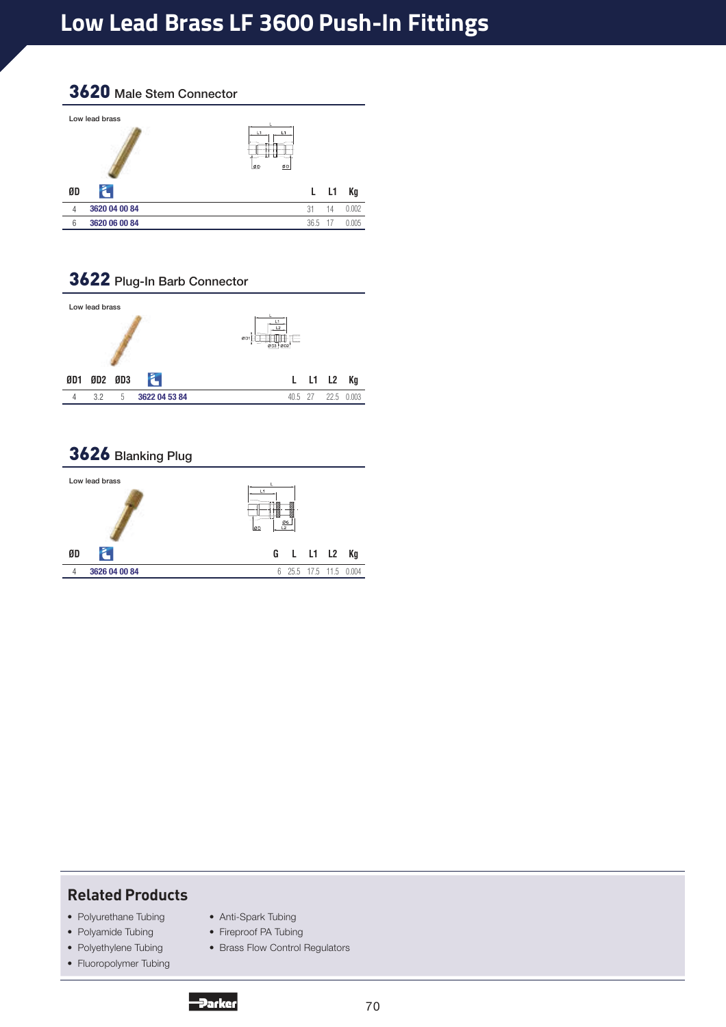# Low Lead Brass LF 3600 Push-In Fittings

## 3620 Male Stem Connector

Low lead brass

| ØD | | L | L1 | Kg |
|---|---|---|---|---|
| 4 | 3620 04 00 84 | 31 | 14 | 0.002 |
| 6 | 3620 06 00 84 | 36.5 | 17 | 0.005 |

## 3622 Plug-In Barb Connector

Low lead brass

| ØD1 | ØD2 | ØD3 | | L | L1 | L2 | Kg |
|---|---|---|---|---|---|---|---|
| 4 | 3.2 | 5 | 3622 04 53 84 | 40.5 | 27 | 22.5 | 0.003 |

## 3626 Blanking Plug

Low lead brass

| ØD | | G | L | L1 | L2 | Kg |
|---|---|---|---|---|---|---|
| 4 | 3626 04 00 84 | 6 | 25.5 | 17.5 | 11.5 | 0.004 |

## Related Products

- Polyurethane Tubing
- Polyamide Tubing
- Polyethylene Tubing
- Fluoropolymer Tubing
- Anti-Spark Tubing
- Fireproof PA Tubing
- Brass Flow Control Regulators